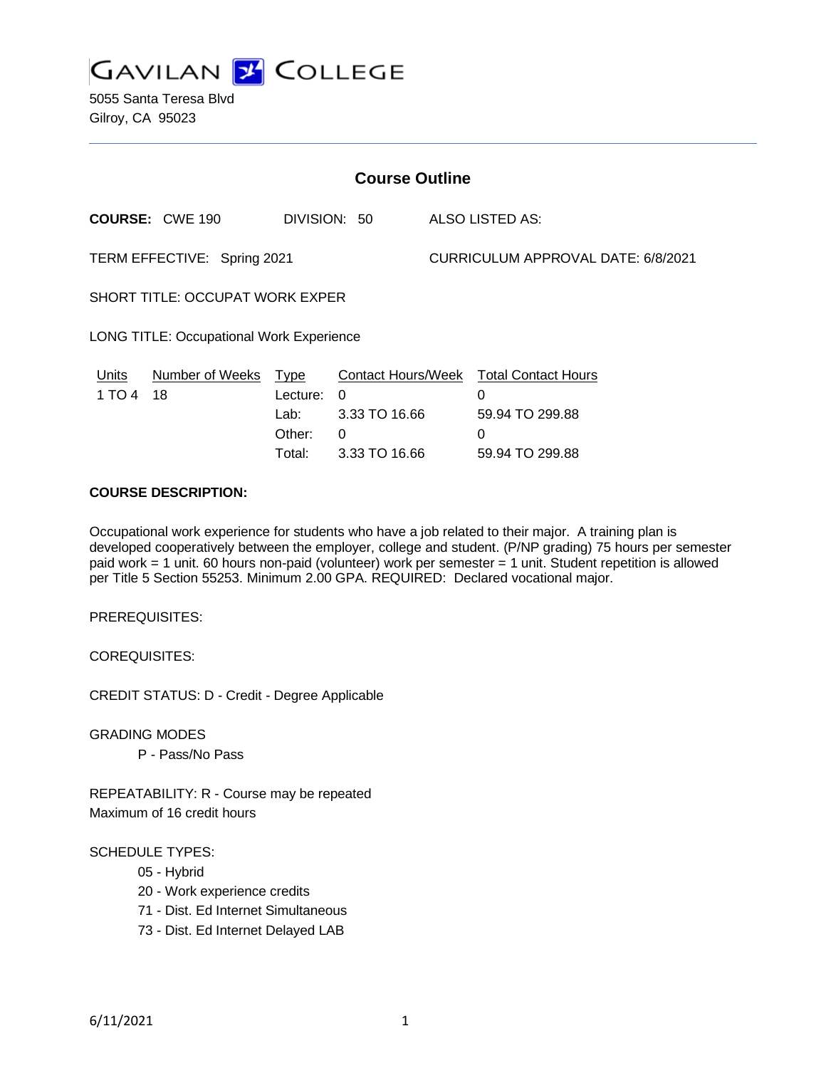# GAVILAN COLLEGE

5055 Santa Teresa Blvd
Gilroy, CA 95023

## Course Outline

**COURSE:** CWE 190 DIVISION: 50 ALSO LISTED AS:

TERM EFFECTIVE: Spring 2021 CURRICULUM APPROVAL DATE: 6/8/2021

SHORT TITLE: OCCUPAT WORK EXPER

LONG TITLE: Occupational Work Experience

| Units | Number of Weeks | Type | Contact Hours/Week | Total Contact Hours |
|---|---|---|---|---|
| 1 TO 4 | 18 | Lecture: | 0 | 0 |
| | | Lab: | 3.33 TO 16.66 | 59.94 TO 299.88 |
| | | Other: | 0 | 0 |
| | | Total: | 3.33 TO 16.66 | 59.94 TO 299.88 |

**COURSE DESCRIPTION:**

Occupational work experience for students who have a job related to their major. A training plan is developed cooperatively between the employer, college and student. (P/NP grading) 75 hours per semester paid work = 1 unit. 60 hours non-paid (volunteer) work per semester = 1 unit. Student repetition is allowed per Title 5 Section 55253. Minimum 2.00 GPA. REQUIRED: Declared vocational major.

PREREQUISITES:

COREQUISITES:

CREDIT STATUS: D - Credit - Degree Applicable

GRADING MODES

- P - Pass/No Pass

REPEATABILITY: R - Course may be repeated
Maximum of 16 credit hours

SCHEDULE TYPES:

- 05 - Hybrid
- 20 - Work experience credits
- 71 - Dist. Ed Internet Simultaneous
- 73 - Dist. Ed Internet Delayed LAB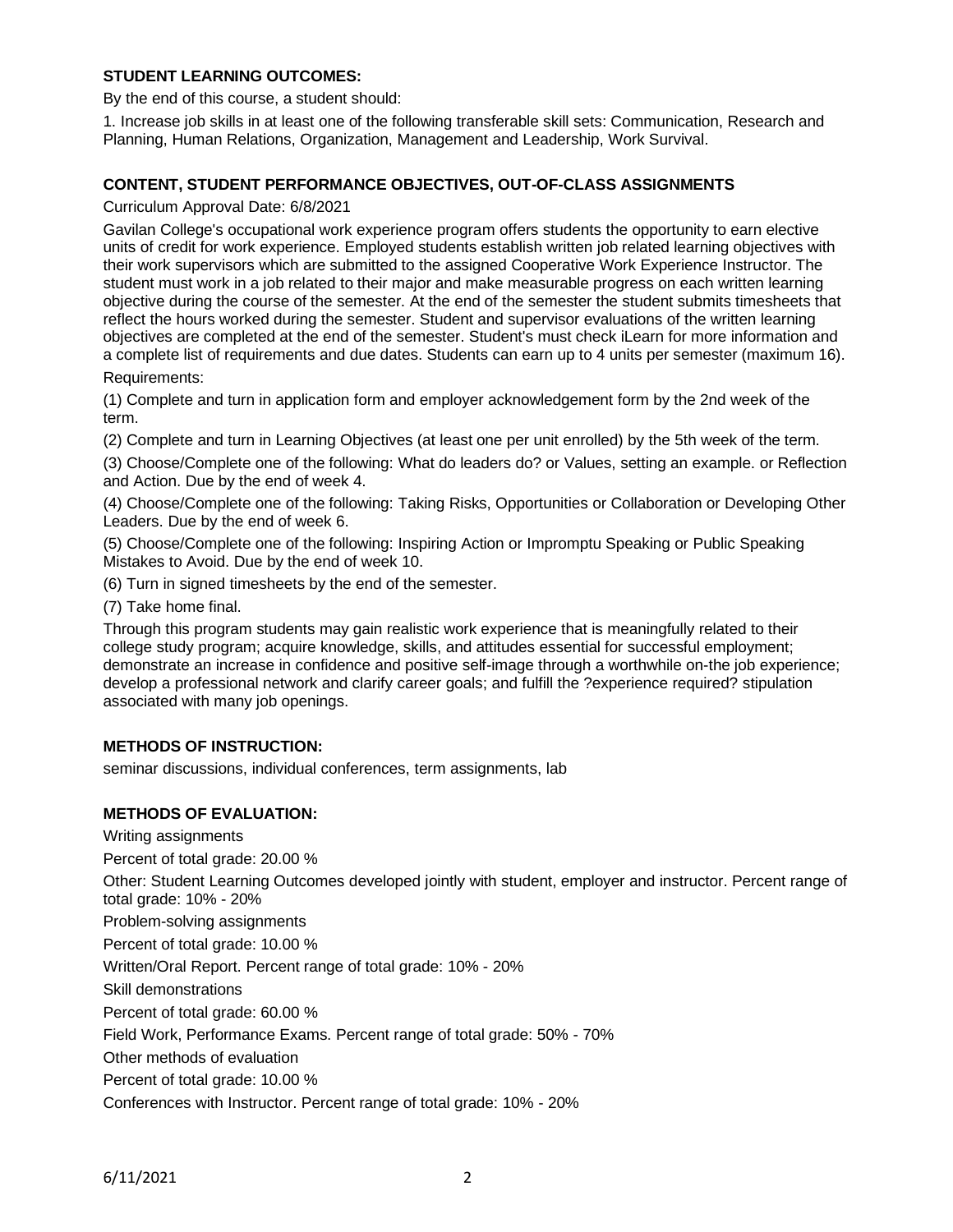## STUDENT LEARNING OUTCOMES:

By the end of this course, a student should:

1. Increase job skills in at least one of the following transferable skill sets: Communication, Research and Planning, Human Relations, Organization, Management and Leadership, Work Survival.

## CONTENT, STUDENT PERFORMANCE OBJECTIVES, OUT-OF-CLASS ASSIGNMENTS

Curriculum Approval Date: 6/8/2021

Gavilan College's occupational work experience program offers students the opportunity to earn elective units of credit for work experience. Employed students establish written job related learning objectives with their work supervisors which are submitted to the assigned Cooperative Work Experience Instructor. The student must work in a job related to their major and make measurable progress on each written learning objective during the course of the semester. At the end of the semester the student submits timesheets that reflect the hours worked during the semester. Student and supervisor evaluations of the written learning objectives are completed at the end of the semester. Student's must check iLearn for more information and a complete list of requirements and due dates. Students can earn up to 4 units per semester (maximum 16).

Requirements:

(1) Complete and turn in application form and employer acknowledgement form by the 2nd week of the term.

(2) Complete and turn in Learning Objectives (at least one per unit enrolled) by the 5th week of the term.

(3) Choose/Complete one of the following: What do leaders do? or Values, setting an example. or Reflection and Action. Due by the end of week 4.

(4) Choose/Complete one of the following: Taking Risks, Opportunities or Collaboration or Developing Other Leaders. Due by the end of week 6.

(5) Choose/Complete one of the following: Inspiring Action or Impromptu Speaking or Public Speaking Mistakes to Avoid. Due by the end of week 10.

(6) Turn in signed timesheets by the end of the semester.

(7) Take home final.

Through this program students may gain realistic work experience that is meaningfully related to their college study program; acquire knowledge, skills, and attitudes essential for successful employment; demonstrate an increase in confidence and positive self-image through a worthwhile on-the job experience; develop a professional network and clarify career goals; and fulfill the ?experience required? stipulation associated with many job openings.

## METHODS OF INSTRUCTION:

seminar discussions, individual conferences, term assignments, lab

## METHODS OF EVALUATION:

Writing assignments

Percent of total grade: 20.00 %

Other: Student Learning Outcomes developed jointly with student, employer and instructor. Percent range of total grade: 10% - 20%

Problem-solving assignments

Percent of total grade: 10.00 %

Written/Oral Report. Percent range of total grade: 10% - 20%

Skill demonstrations

Percent of total grade: 60.00 %

Field Work, Performance Exams. Percent range of total grade: 50% - 70%

Other methods of evaluation

Percent of total grade: 10.00 %

Conferences with Instructor. Percent range of total grade: 10% - 20%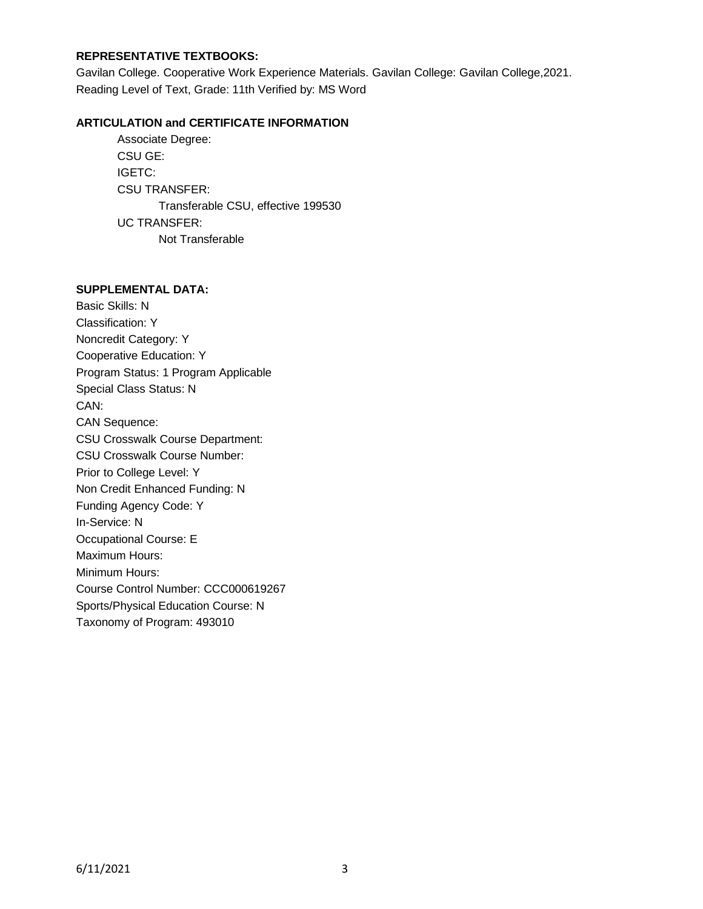**REPRESENTATIVE TEXTBOOKS:**

Gavilan College. Cooperative Work Experience Materials. Gavilan College: Gavilan College,2021.
Reading Level of Text, Grade: 11th Verified by: MS Word

**ARTICULATION and CERTIFICATE INFORMATION**

Associate Degree:
CSU GE:
IGETC:
CSU TRANSFER:
Transferable CSU, effective 199530
UC TRANSFER:
Not Transferable

**SUPPLEMENTAL DATA:**

Basic Skills: N
Classification: Y
Noncredit Category: Y
Cooperative Education: Y
Program Status: 1 Program Applicable
Special Class Status: N
CAN:
CAN Sequence:
CSU Crosswalk Course Department:
CSU Crosswalk Course Number:
Prior to College Level: Y
Non Credit Enhanced Funding: N
Funding Agency Code: Y
In-Service: N
Occupational Course: E
Maximum Hours:
Minimum Hours:
Course Control Number: CCC000619267
Sports/Physical Education Course: N
Taxonomy of Program: 493010